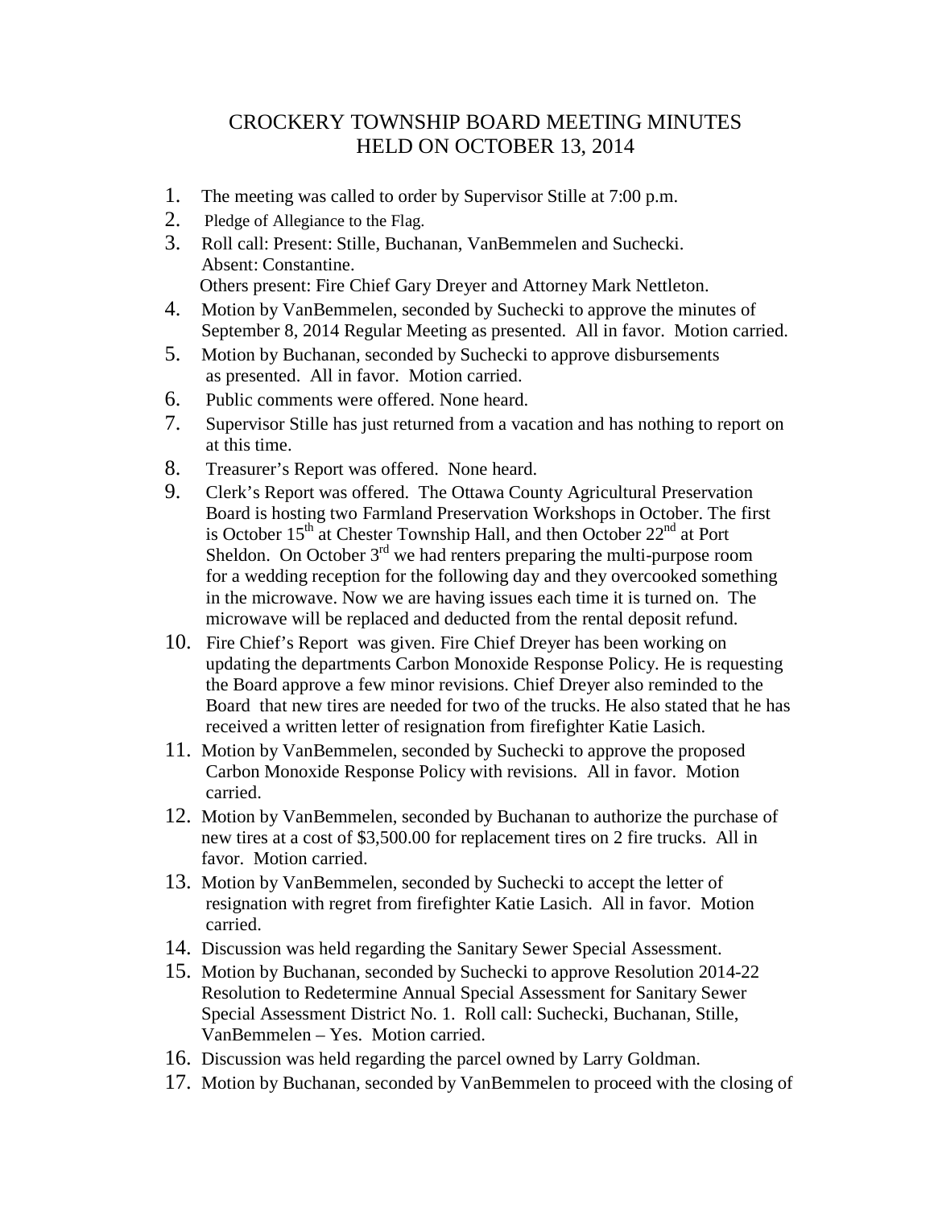# CROCKERY TOWNSHIP BOARD MEETING MINUTES HELD ON OCTOBER 13, 2014

1. The meeting was called to order by Supervisor Stille at 7:00 p.m.
2. Pledge of Allegiance to the Flag.
3. Roll call: Present: Stille, Buchanan, VanBemmelen and Suchecki.
   Absent: Constantine.
   Others present: Fire Chief Gary Dreyer and Attorney Mark Nettleton.
4. Motion by VanBemmelen, seconded by Suchecki to approve the minutes of September 8, 2014 Regular Meeting as presented. All in favor. Motion carried.
5. Motion by Buchanan, seconded by Suchecki to approve disbursements as presented. All in favor. Motion carried.
6. Public comments were offered. None heard.
7. Supervisor Stille has just returned from a vacation and has nothing to report on at this time.
8. Treasurer's Report was offered. None heard.
9. Clerk's Report was offered. The Ottawa County Agricultural Preservation Board is hosting two Farmland Preservation Workshops in October. The first is October 15th at Chester Township Hall, and then October 22nd at Port Sheldon. On October 3rd we had renters preparing the multi-purpose room for a wedding reception for the following day and they overcooked something in the microwave. Now we are having issues each time it is turned on. The microwave will be replaced and deducted from the rental deposit refund.
10. Fire Chief's Report was given. Fire Chief Dreyer has been working on updating the departments Carbon Monoxide Response Policy. He is requesting the Board approve a few minor revisions. Chief Dreyer also reminded to the Board that new tires are needed for two of the trucks. He also stated that he has received a written letter of resignation from firefighter Katie Lasich.
11. Motion by VanBemmelen, seconded by Suchecki to approve the proposed Carbon Monoxide Response Policy with revisions. All in favor. Motion carried.
12. Motion by VanBemmelen, seconded by Buchanan to authorize the purchase of new tires at a cost of $3,500.00 for replacement tires on 2 fire trucks. All in favor. Motion carried.
13. Motion by VanBemmelen, seconded by Suchecki to accept the letter of resignation with regret from firefighter Katie Lasich. All in favor. Motion carried.
14. Discussion was held regarding the Sanitary Sewer Special Assessment.
15. Motion by Buchanan, seconded by Suchecki to approve Resolution 2014-22 Resolution to Redetermine Annual Special Assessment for Sanitary Sewer Special Assessment District No. 1. Roll call: Suchecki, Buchanan, Stille, VanBemmelen – Yes. Motion carried.
16. Discussion was held regarding the parcel owned by Larry Goldman.
17. Motion by Buchanan, seconded by VanBemmelen to proceed with the closing of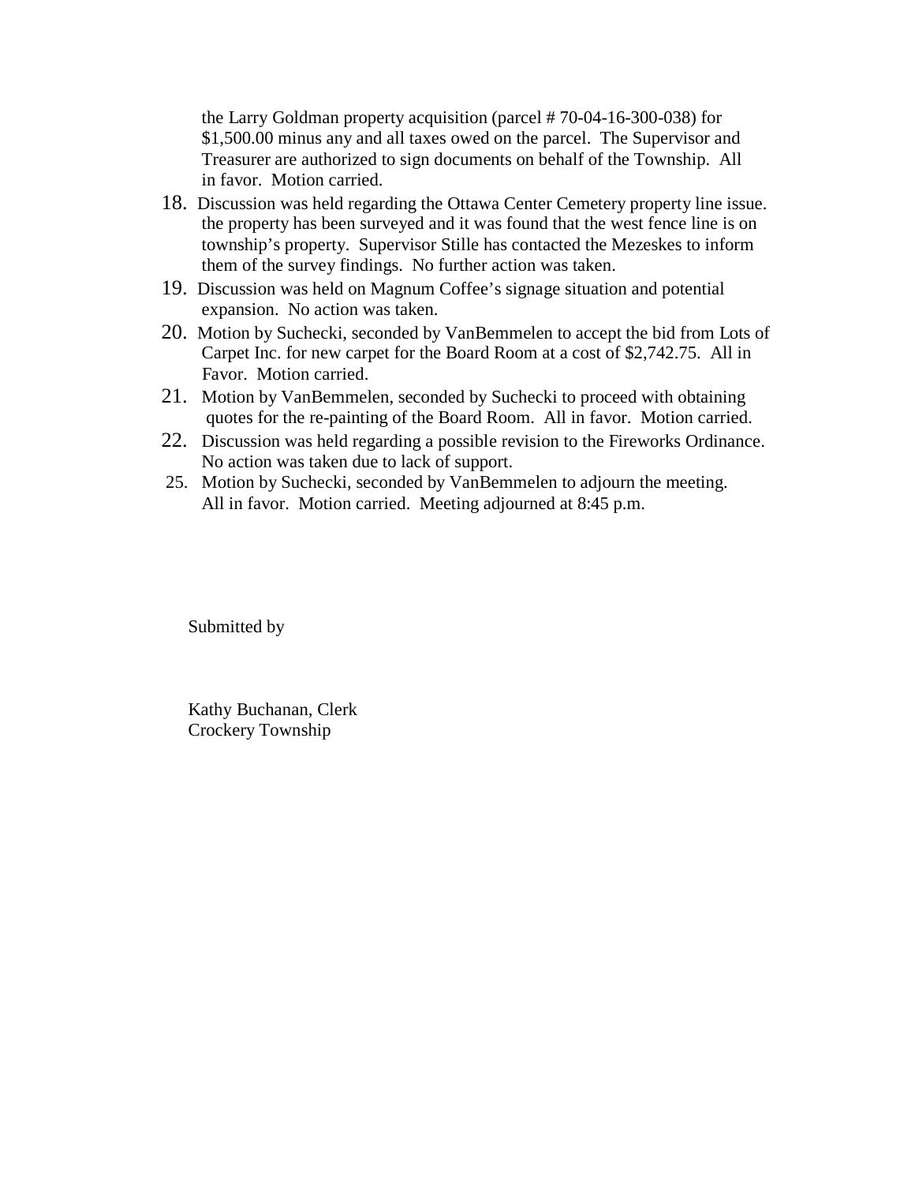the Larry Goldman property acquisition (parcel # 70-04-16-300-038) for $1,500.00 minus any and all taxes owed on the parcel. The Supervisor and Treasurer are authorized to sign documents on behalf of the Township. All in favor. Motion carried.

18. Discussion was held regarding the Ottawa Center Cemetery property line issue. the property has been surveyed and it was found that the west fence line is on township's property. Supervisor Stille has contacted the Mezeskes to inform them of the survey findings. No further action was taken.
19. Discussion was held on Magnum Coffee's signage situation and potential expansion. No action was taken.
20. Motion by Suchecki, seconded by VanBemmelen to accept the bid from Lots of Carpet Inc. for new carpet for the Board Room at a cost of $2,742.75. All in Favor. Motion carried.
21. Motion by VanBemmelen, seconded by Suchecki to proceed with obtaining quotes for the re-painting of the Board Room. All in favor. Motion carried.
22. Discussion was held regarding a possible revision to the Fireworks Ordinance. No action was taken due to lack of support.
25. Motion by Suchecki, seconded by VanBemmelen to adjourn the meeting. All in favor. Motion carried. Meeting adjourned at 8:45 p.m.

Submitted by

Kathy Buchanan, Clerk
Crockery Township